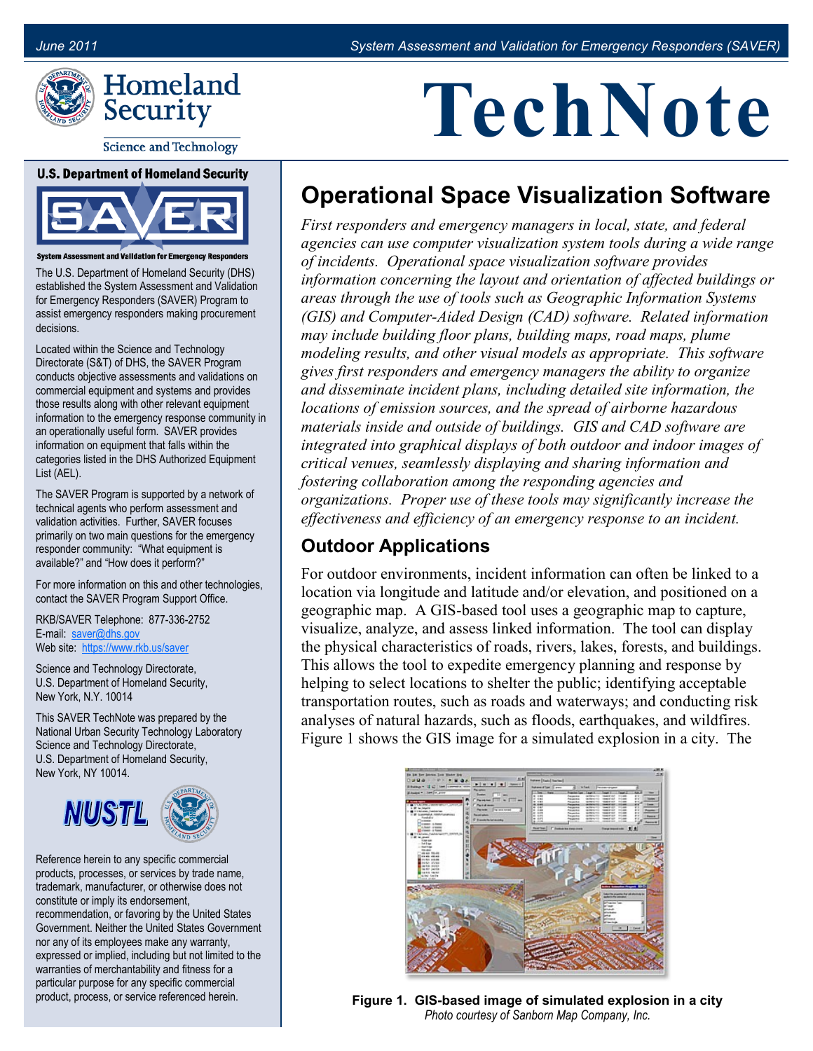# TechNote

# Operational Space Visualization Software

*First responders and emergency managers in local, state, and federal agencies can use computer visualization system tools during a wide range of incidents. Operational space visualization software provides information concerning the layout and orientation of affected buildings or areas through the use of tools such as Geographic Information Systems (GIS) and Computer-Aided Design (CAD) software. Related information may include building floor plans, building maps, road maps, plume modeling results, and other visual models as appropriate. This software gives first responders and emergency managers the ability to organize and disseminate incident plans, including detailed site information, the locations of emission sources, and the spread of airborne hazardous materials inside and outside of buildings. GIS and CAD software are integrated into graphical displays of both outdoor and indoor images of critical venues, seamlessly displaying and sharing information and fostering collaboration among the responding agencies and organizations. Proper use of these tools may significantly increase the effectiveness and efficiency of an emergency response to an incident.*

## Outdoor Applications

For outdoor environments, incident information can often be linked to a location via longitude and latitude and/or elevation, and positioned on a geographic map. A GIS-based tool uses a geographic map to capture, visualize, analyze, and assess linked information. The tool can display the physical characteristics of roads, rivers, lakes, forests, and buildings. This allows the tool to expedite emergency planning and response by helping to select locations to shelter the public; identifying acceptable transportation routes, such as roads and waterways; and conducting risk analyses of natural hazards, such as floods, earthquakes, and wildfires. Figure 1 shows the GIS image for a simulated explosion in a city. The

**Figure 1. GIS-based image of simulated explosion in a city**
*Photo courtesy of Sanborn Map Company, Inc.*

---

**U.S. Department of Homeland Security**

**System Assessment and Validation for Emergency Responders**

The U.S. Department of Homeland Security (DHS) established the System Assessment and Validation for Emergency Responders (SAVER) Program to assist emergency responders making procurement decisions.

Located within the Science and Technology Directorate (S&T) of DHS, the SAVER Program conducts objective assessments and validations on commercial equipment and systems and provides those results along with other relevant equipment information to the emergency response community in an operationally useful form. SAVER provides information on equipment that falls within the categories listed in the DHS Authorized Equipment List (AEL).

The SAVER Program is supported by a network of technical agents who perform assessment and validation activities. Further, SAVER focuses primarily on two main questions for the emergency responder community: "What equipment is available?" and "How does it perform?"

For more information on this and other technologies, contact the SAVER Program Support Office.

RKB/SAVER Telephone: 877-336-2752
E-mail: saver@dhs.gov
Web site: https://www.rkb.us/saver

Science and Technology Directorate,
U.S. Department of Homeland Security,
New York, N.Y. 10014

This SAVER TechNote was prepared by the National Urban Security Technology Laboratory Science and Technology Directorate, U.S. Department of Homeland Security, New York, NY 10014.

Reference herein to any specific commercial products, processes, or services by trade name, trademark, manufacturer, or otherwise does not constitute or imply its endorsement, recommendation, or favoring by the United States Government. Neither the United States Government nor any of its employees make any warranty, expressed or implied, including but not limited to the warranties of merchantability and fitness for a particular purpose for any specific commercial product, process, or service referenced herein.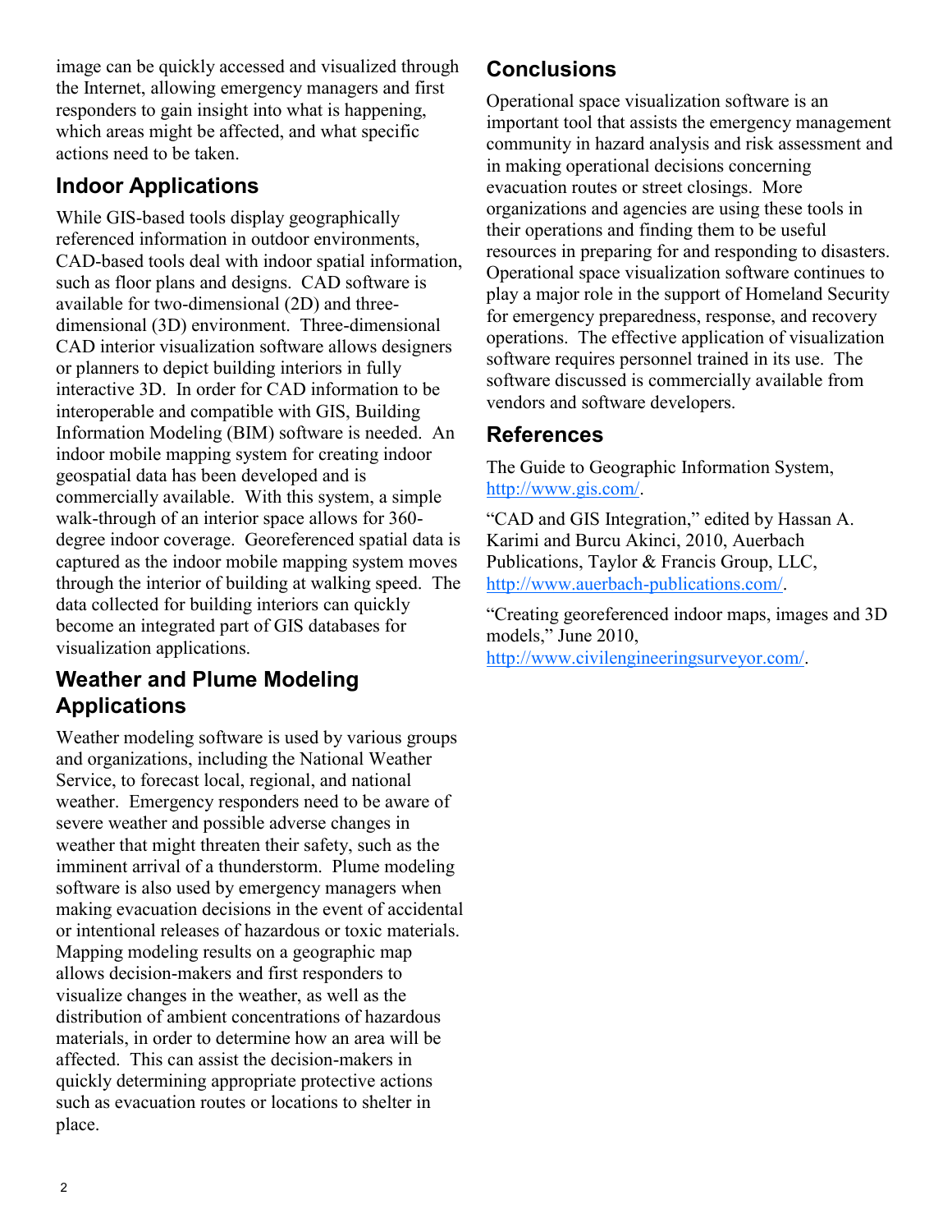image can be quickly accessed and visualized through the Internet, allowing emergency managers and first responders to gain insight into what is happening, which areas might be affected, and what specific actions need to be taken.

## Indoor Applications

While GIS-based tools display geographically referenced information in outdoor environments, CAD-based tools deal with indoor spatial information, such as floor plans and designs. CAD software is available for two-dimensional (2D) and three-dimensional (3D) environment. Three-dimensional CAD interior visualization software allows designers or planners to depict building interiors in fully interactive 3D. In order for CAD information to be interoperable and compatible with GIS, Building Information Modeling (BIM) software is needed. An indoor mobile mapping system for creating indoor geospatial data has been developed and is commercially available. With this system, a simple walk-through of an interior space allows for 360-degree indoor coverage. Georeferenced spatial data is captured as the indoor mobile mapping system moves through the interior of building at walking speed. The data collected for building interiors can quickly become an integrated part of GIS databases for visualization applications.

## Weather and Plume Modeling Applications

Weather modeling software is used by various groups and organizations, including the National Weather Service, to forecast local, regional, and national weather. Emergency responders need to be aware of severe weather and possible adverse changes in weather that might threaten their safety, such as the imminent arrival of a thunderstorm. Plume modeling software is also used by emergency managers when making evacuation decisions in the event of accidental or intentional releases of hazardous or toxic materials. Mapping modeling results on a geographic map allows decision-makers and first responders to visualize changes in the weather, as well as the distribution of ambient concentrations of hazardous materials, in order to determine how an area will be affected. This can assist the decision-makers in quickly determining appropriate protective actions such as evacuation routes or locations to shelter in place.

## Conclusions

Operational space visualization software is an important tool that assists the emergency management community in hazard analysis and risk assessment and in making operational decisions concerning evacuation routes or street closings. More organizations and agencies are using these tools in their operations and finding them to be useful resources in preparing for and responding to disasters. Operational space visualization software continues to play a major role in the support of Homeland Security for emergency preparedness, response, and recovery operations. The effective application of visualization software requires personnel trained in its use. The software discussed is commercially available from vendors and software developers.

## References

The Guide to Geographic Information System, http://www.gis.com/.

"CAD and GIS Integration," edited by Hassan A. Karimi and Burcu Akinci, 2010, Auerbach Publications, Taylor & Francis Group, LLC, http://www.auerbach-publications.com/.

"Creating georeferenced indoor maps, images and 3D models," June 2010, http://www.civilengineeringsurveyor.com/.